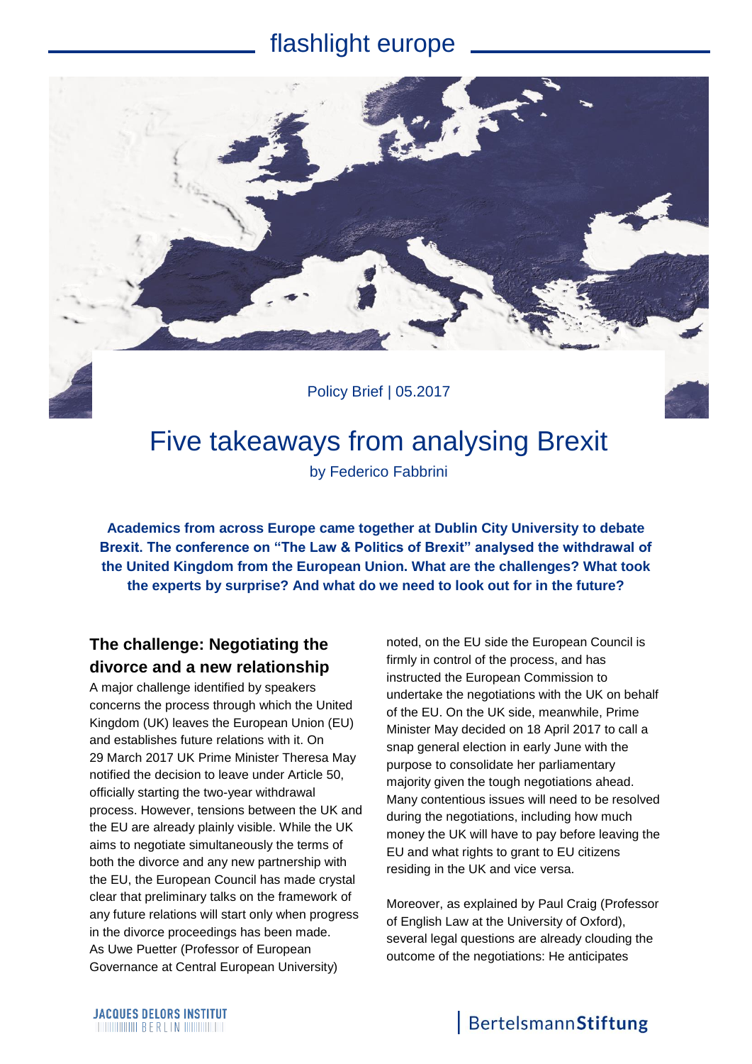flashlight europe

Policy Brief | 05.2017

# Five takeaways from analysing Brexit

by Federico Fabbrini

**Academics from across Europe came together at Dublin City University to debate Brexit. The conference on "The Law & Politics of Brexit" analysed the withdrawal of the United Kingdom from the European Union. What are the challenges? What took the experts by surprise? And what do we need to look out for in the future?**

## The challenge: Negotiating the divorce and a new relationship

A major challenge identified by speakers concerns the process through which the United Kingdom (UK) leaves the European Union (EU) and establishes future relations with it. On 29 March 2017 UK Prime Minister Theresa May notified the decision to leave under Article 50, officially starting the two-year withdrawal process. However, tensions between the UK and the EU are already plainly visible. While the UK aims to negotiate simultaneously the terms of both the divorce and any new partnership with the EU, the European Council has made crystal clear that preliminary talks on the framework of any future relations will start only when progress in the divorce proceedings has been made. As Uwe Puetter (Professor of European Governance at Central European University) noted, on the EU side the European Council is firmly in control of the process, and has instructed the European Commission to undertake the negotiations with the UK on behalf of the EU. On the UK side, meanwhile, Prime Minister May decided on 18 April 2017 to call a snap general election in early June with the purpose to consolidate her parliamentary majority given the tough negotiations ahead. Many contentious issues will need to be resolved during the negotiations, including how much money the UK will have to pay before leaving the EU and what rights to grant to EU citizens residing in the UK and vice versa.

Moreover, as explained by Paul Craig (Professor of English Law at the University of Oxford), several legal questions are already clouding the outcome of the negotiations: He anticipates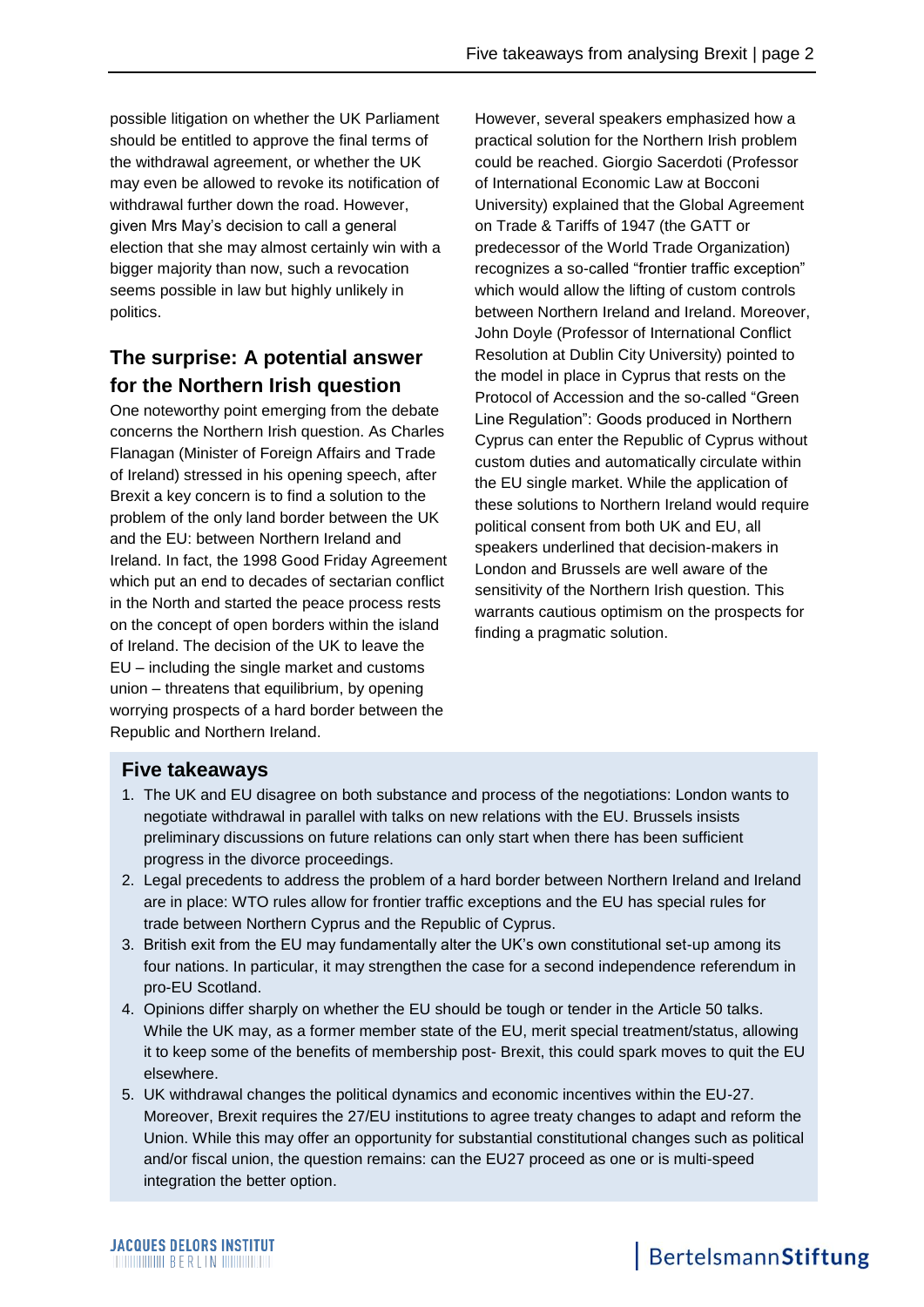possible litigation on whether the UK Parliament should be entitled to approve the final terms of the withdrawal agreement, or whether the UK may even be allowed to revoke its notification of withdrawal further down the road. However, given Mrs May's decision to call a general election that she may almost certainly win with a bigger majority than now, such a revocation seems possible in law but highly unlikely in politics.

## The surprise: A potential answer for the Northern Irish question

One noteworthy point emerging from the debate concerns the Northern Irish question. As Charles Flanagan (Minister of Foreign Affairs and Trade of Ireland) stressed in his opening speech, after Brexit a key concern is to find a solution to the problem of the only land border between the UK and the EU: between Northern Ireland and Ireland. In fact, the 1998 Good Friday Agreement which put an end to decades of sectarian conflict in the North and started the peace process rests on the concept of open borders within the island of Ireland. The decision of the UK to leave the EU – including the single market and customs union – threatens that equilibrium, by opening worrying prospects of a hard border between the Republic and Northern Ireland.

However, several speakers emphasized how a practical solution for the Northern Irish problem could be reached. Giorgio Sacerdoti (Professor of International Economic Law at Bocconi University) explained that the Global Agreement on Trade & Tariffs of 1947 (the GATT or predecessor of the World Trade Organization) recognizes a so-called "frontier traffic exception" which would allow the lifting of custom controls between Northern Ireland and Ireland. Moreover, John Doyle (Professor of International Conflict Resolution at Dublin City University) pointed to the model in place in Cyprus that rests on the Protocol of Accession and the so-called "Green Line Regulation": Goods produced in Northern Cyprus can enter the Republic of Cyprus without custom duties and automatically circulate within the EU single market. While the application of these solutions to Northern Ireland would require political consent from both UK and EU, all speakers underlined that decision-makers in London and Brussels are well aware of the sensitivity of the Northern Irish question. This warrants cautious optimism on the prospects for finding a pragmatic solution.

### Five takeaways

1. The UK and EU disagree on both substance and process of the negotiations: London wants to negotiate withdrawal in parallel with talks on new relations with the EU. Brussels insists preliminary discussions on future relations can only start when there has been sufficient progress in the divorce proceedings.
2. Legal precedents to address the problem of a hard border between Northern Ireland and Ireland are in place: WTO rules allow for frontier traffic exceptions and the EU has special rules for trade between Northern Cyprus and the Republic of Cyprus.
3. British exit from the EU may fundamentally alter the UK's own constitutional set-up among its four nations. In particular, it may strengthen the case for a second independence referendum in pro-EU Scotland.
4. Opinions differ sharply on whether the EU should be tough or tender in the Article 50 talks. While the UK may, as a former member state of the EU, merit special treatment/status, allowing it to keep some of the benefits of membership post- Brexit, this could spark moves to quit the EU elsewhere.
5. UK withdrawal changes the political dynamics and economic incentives within the EU-27. Moreover, Brexit requires the 27/EU institutions to agree treaty changes to adapt and reform the Union. While this may offer an opportunity for substantial constitutional changes such as political and/or fiscal union, the question remains: can the EU27 proceed as one or is multi-speed integration the better option.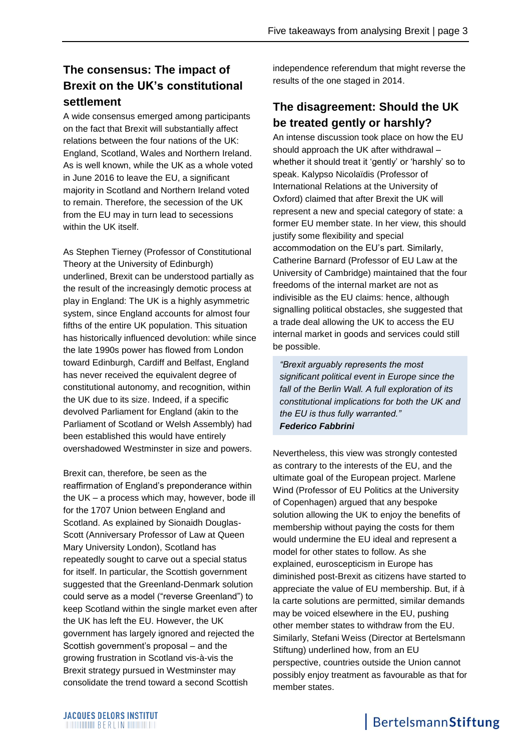## The consensus: The impact of Brexit on the UK's constitutional settlement

A wide consensus emerged among participants on the fact that Brexit will substantially affect relations between the four nations of the UK: England, Scotland, Wales and Northern Ireland. As is well known, while the UK as a whole voted in June 2016 to leave the EU, a significant majority in Scotland and Northern Ireland voted to remain. Therefore, the secession of the UK from the EU may in turn lead to secessions within the UK itself.

As Stephen Tierney (Professor of Constitutional Theory at the University of Edinburgh) underlined, Brexit can be understood partially as the result of the increasingly demotic process at play in England: The UK is a highly asymmetric system, since England accounts for almost four fifths of the entire UK population. This situation has historically influenced devolution: while since the late 1990s power has flowed from London toward Edinburgh, Cardiff and Belfast, England has never received the equivalent degree of constitutional autonomy, and recognition, within the UK due to its size. Indeed, if a specific devolved Parliament for England (akin to the Parliament of Scotland or Welsh Assembly) had been established this would have entirely overshadowed Westminster in size and powers.

Brexit can, therefore, be seen as the reaffirmation of England's preponderance within the UK – a process which may, however, bode ill for the 1707 Union between England and Scotland. As explained by Sionaidh Douglas-Scott (Anniversary Professor of Law at Queen Mary University London), Scotland has repeatedly sought to carve out a special status for itself. In particular, the Scottish government suggested that the Greenland-Denmark solution could serve as a model ("reverse Greenland") to keep Scotland within the single market even after the UK has left the EU. However, the UK government has largely ignored and rejected the Scottish government's proposal – and the growing frustration in Scotland vis-à-vis the Brexit strategy pursued in Westminster may consolidate the trend toward a second Scottish independence referendum that might reverse the results of the one staged in 2014.

## The disagreement: Should the UK be treated gently or harshly?

An intense discussion took place on how the EU should approach the UK after withdrawal – whether it should treat it 'gently' or 'harshly' so to speak. Kalypso Nicolaïdis (Professor of International Relations at the University of Oxford) claimed that after Brexit the UK will represent a new and special category of state: a former EU member state. In her view, this should justify some flexibility and special accommodation on the EU's part. Similarly, Catherine Barnard (Professor of EU Law at the University of Cambridge) maintained that the four freedoms of the internal market are not as indivisible as the EU claims: hence, although signalling political obstacles, she suggested that a trade deal allowing the UK to access the EU internal market in goods and services could still be possible.

> *"Brexit arguably represents the most significant political event in Europe since the fall of the Berlin Wall. A full exploration of its constitutional implications for both the UK and the EU is thus fully warranted."*
> ***Federico Fabbrini***

Nevertheless, this view was strongly contested as contrary to the interests of the EU, and the ultimate goal of the European project. Marlene Wind (Professor of EU Politics at the University of Copenhagen) argued that any bespoke solution allowing the UK to enjoy the benefits of membership without paying the costs for them would undermine the EU ideal and represent a model for other states to follow. As she explained, euroscepticism in Europe has diminished post-Brexit as citizens have started to appreciate the value of EU membership. But, if à la carte solutions are permitted, similar demands may be voiced elsewhere in the EU, pushing other member states to withdraw from the EU. Similarly, Stefani Weiss (Director at Bertelsmann Stiftung) underlined how, from an EU perspective, countries outside the Union cannot possibly enjoy treatment as favourable as that for member states.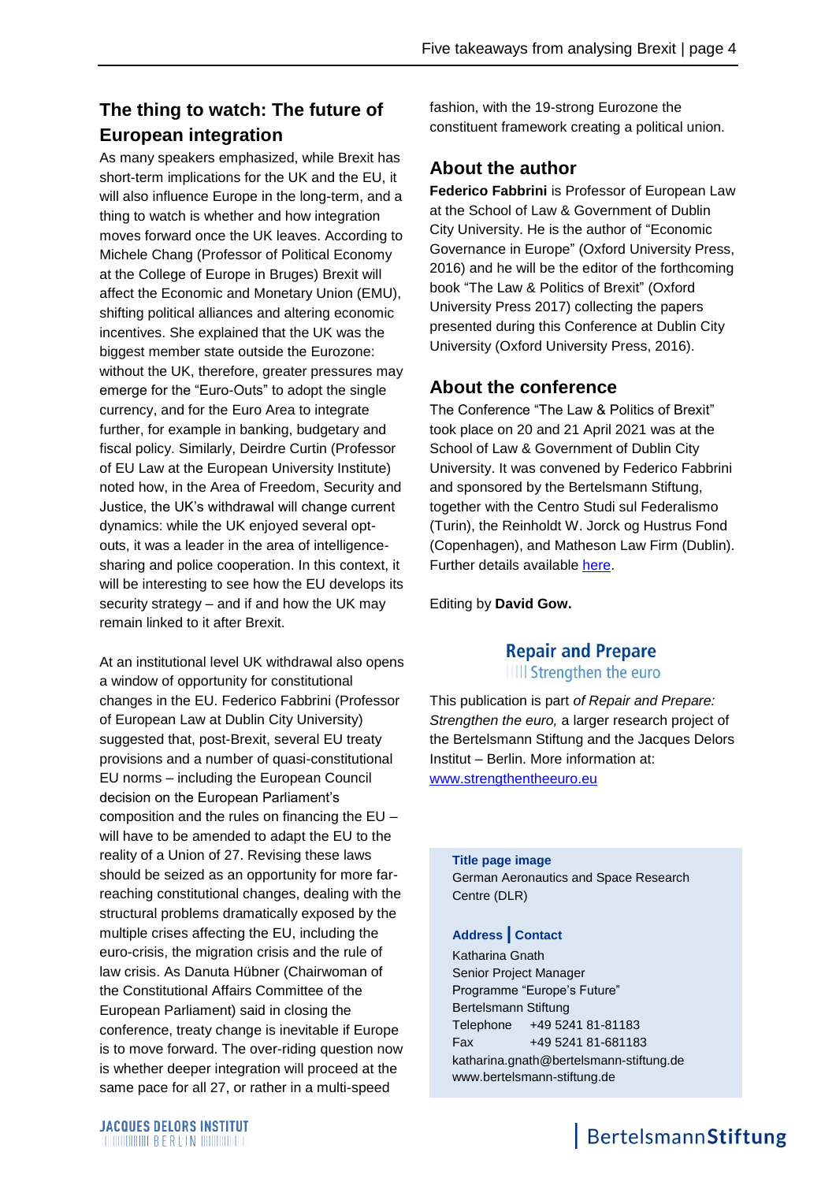## The thing to watch: The future of European integration

As many speakers emphasized, while Brexit has short-term implications for the UK and the EU, it will also influence Europe in the long-term, and a thing to watch is whether and how integration moves forward once the UK leaves. According to Michele Chang (Professor of Political Economy at the College of Europe in Bruges) Brexit will affect the Economic and Monetary Union (EMU), shifting political alliances and altering economic incentives. She explained that the UK was the biggest member state outside the Eurozone: without the UK, therefore, greater pressures may emerge for the "Euro-Outs" to adopt the single currency, and for the Euro Area to integrate further, for example in banking, budgetary and fiscal policy. Similarly, Deirdre Curtin (Professor of EU Law at the European University Institute) noted how, in the Area of Freedom, Security and Justice, the UK's withdrawal will change current dynamics: while the UK enjoyed several opt-outs, it was a leader in the area of intelligence-sharing and police cooperation. In this context, it will be interesting to see how the EU develops its security strategy – and if and how the UK may remain linked to it after Brexit.

At an institutional level UK withdrawal also opens a window of opportunity for constitutional changes in the EU. Federico Fabbrini (Professor of European Law at Dublin City University) suggested that, post-Brexit, several EU treaty provisions and a number of quasi-constitutional EU norms – including the European Council decision on the European Parliament's composition and the rules on financing the EU – will have to be amended to adapt the EU to the reality of a Union of 27. Revising these laws should be seized as an opportunity for more far-reaching constitutional changes, dealing with the structural problems dramatically exposed by the multiple crises affecting the EU, including the euro-crisis, the migration crisis and the rule of law crisis. As Danuta Hübner (Chairwoman of the Constitutional Affairs Committee of the European Parliament) said in closing the conference, treaty change is inevitable if Europe is to move forward. The over-riding question now is whether deeper integration will proceed at the same pace for all 27, or rather in a multi-speed fashion, with the 19-strong Eurozone the constituent framework creating a political union.

## About the author

**Federico Fabbrini** is Professor of European Law at the School of Law & Government of Dublin City University. He is the author of "Economic Governance in Europe" (Oxford University Press, 2016) and he will be the editor of the forthcoming book "The Law & Politics of Brexit" (Oxford University Press 2017) collecting the papers presented during this Conference at Dublin City University (Oxford University Press, 2016).

## About the conference

The Conference "The Law & Politics of Brexit" took place on 20 and 21 April 2021 was at the School of Law & Government of Dublin City University. It was convened by Federico Fabbrini and sponsored by the Bertelsmann Stiftung, together with the Centro Studi sul Federalismo (Turin), the Reinholdt W. Jorck og Hustrus Fond (Copenhagen), and Matheson Law Firm (Dublin). Further details available here.

Editing by **David Gow.**

Repair and Prepare
Strengthen the euro

This publication is part *of Repair and Prepare: Strengthen the euro,* a larger research project of the Bertelsmann Stiftung and the Jacques Delors Institut – Berlin. More information at: www.strengthentheeuro.eu

**Title page image**
German Aeronautics and Space Research Centre (DLR)

**Address | Contact**
Katharina Gnath
Senior Project Manager
Programme "Europe's Future"
Bertelsmann Stiftung
Telephone +49 5241 81-81183
Fax +49 5241 81-681183
katharina.gnath@bertelsmann-stiftung.de
www.bertelsmann-stiftung.de

JACQUES DELORS INSTITUT BERLIN

BertelsmannStiftung